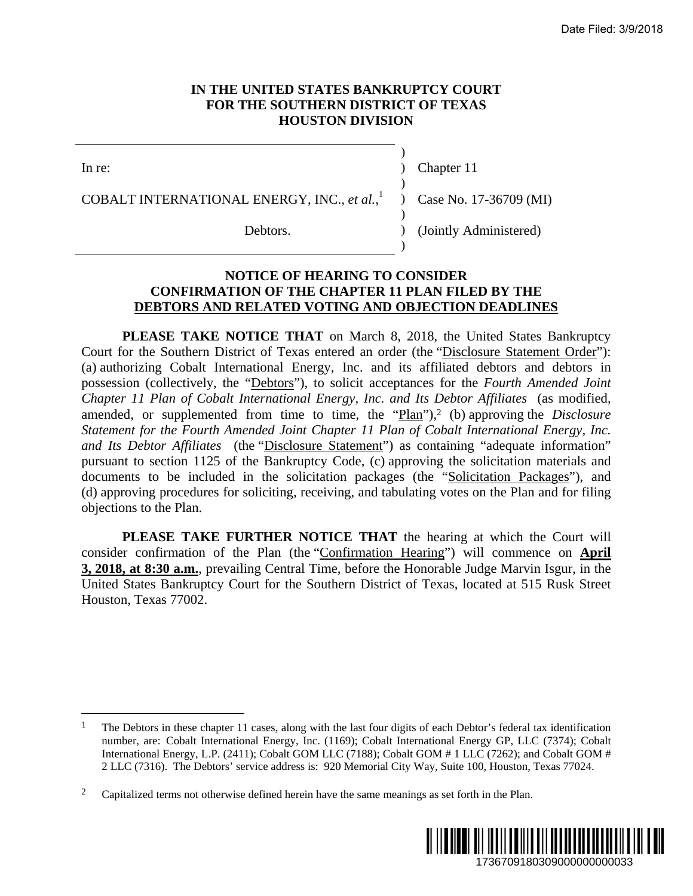**IN THE UNITED STATES BANKRUPTCY COURT**
**FOR THE SOUTHERN DISTRICT OF TEXAS**
**HOUSTON DIVISION**

| | |
|---|---|
| In re: | Chapter 11 |
| COBALT INTERNATIONAL ENERGY, INC., *et al.*,[1] | Case No. 17-36709 (MI) |
| Debtors. | (Jointly Administered) |

**NOTICE OF HEARING TO CONSIDER CONFIRMATION OF THE CHAPTER 11 PLAN FILED BY THE DEBTORS AND RELATED VOTING AND OBJECTION DEADLINES**

**PLEASE TAKE NOTICE THAT** on March 8, 2018, the United States Bankruptcy Court for the Southern District of Texas entered an order (the "Disclosure Statement Order"): (a) authorizing Cobalt International Energy, Inc. and its affiliated debtors and debtors in possession (collectively, the "Debtors"), to solicit acceptances for the *Fourth Amended Joint Chapter 11 Plan of Cobalt International Energy, Inc. and Its Debtor Affiliates* (as modified, amended, or supplemented from time to time, the "Plan"),[2] (b) approving the *Disclosure Statement for the Fourth Amended Joint Chapter 11 Plan of Cobalt International Energy, Inc. and Its Debtor Affiliates* (the "Disclosure Statement") as containing "adequate information" pursuant to section 1125 of the Bankruptcy Code, (c) approving the solicitation materials and documents to be included in the solicitation packages (the "Solicitation Packages"), and (d) approving procedures for soliciting, receiving, and tabulating votes on the Plan and for filing objections to the Plan.

**PLEASE TAKE FURTHER NOTICE THAT** the hearing at which the Court will consider confirmation of the Plan (the "Confirmation Hearing") will commence on **April 3, 2018, at 8:30 a.m.**, prevailing Central Time, before the Honorable Judge Marvin Isgur, in the United States Bankruptcy Court for the Southern District of Texas, located at 515 Rusk Street Houston, Texas 77002.

---

[1] The Debtors in these chapter 11 cases, along with the last four digits of each Debtor's federal tax identification number, are: Cobalt International Energy, Inc. (1169); Cobalt International Energy GP, LLC (7374); Cobalt International Energy, L.P. (2411); Cobalt GOM LLC (7188); Cobalt GOM # 1 LLC (7262); and Cobalt GOM # 2 LLC (7316). The Debtors' service address is: 920 Memorial City Way, Suite 100, Houston, Texas 77024.

[2] Capitalized terms not otherwise defined herein have the same meanings as set forth in the Plan.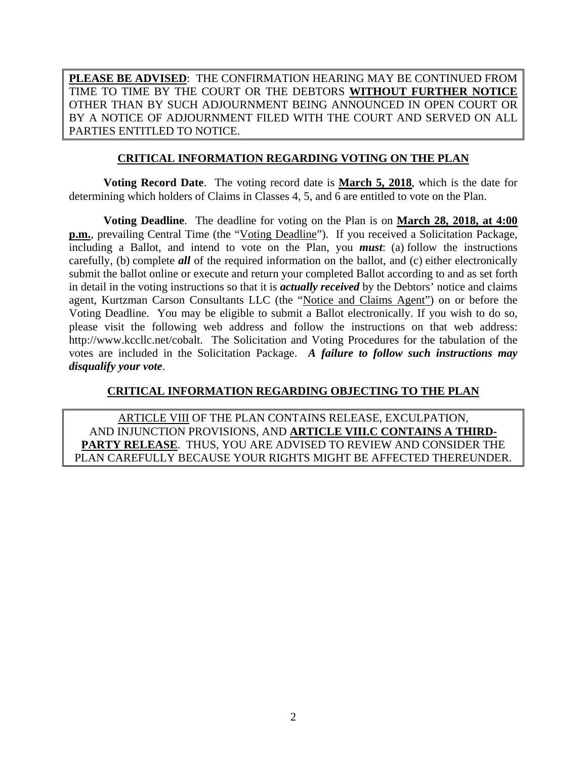**PLEASE BE ADVISED**: THE CONFIRMATION HEARING MAY BE CONTINUED FROM TIME TO TIME BY THE COURT OR THE DEBTORS **WITHOUT FURTHER NOTICE** OTHER THAN BY SUCH ADJOURNMENT BEING ANNOUNCED IN OPEN COURT OR BY A NOTICE OF ADJOURNMENT FILED WITH THE COURT AND SERVED ON ALL PARTIES ENTITLED TO NOTICE.

## CRITICAL INFORMATION REGARDING VOTING ON THE PLAN

**Voting Record Date**. The voting record date is **March 5, 2018**, which is the date for determining which holders of Claims in Classes 4, 5, and 6 are entitled to vote on the Plan.

**Voting Deadline**. The deadline for voting on the Plan is on **March 28, 2018, at 4:00 p.m.**, prevailing Central Time (the "Voting Deadline"). If you received a Solicitation Package, including a Ballot, and intend to vote on the Plan, you ***must***: (a) follow the instructions carefully, (b) complete ***all*** of the required information on the ballot, and (c) either electronically submit the ballot online or execute and return your completed Ballot according to and as set forth in detail in the voting instructions so that it is ***actually received*** by the Debtors' notice and claims agent, Kurtzman Carson Consultants LLC (the "Notice and Claims Agent") on or before the Voting Deadline. You may be eligible to submit a Ballot electronically. If you wish to do so, please visit the following web address and follow the instructions on that web address: http://www.kccllc.net/cobalt. The Solicitation and Voting Procedures for the tabulation of the votes are included in the Solicitation Package. ***A failure to follow such instructions may disqualify your vote***.

## CRITICAL INFORMATION REGARDING OBJECTING TO THE PLAN

ARTICLE VIII OF THE PLAN CONTAINS RELEASE, EXCULPATION, AND INJUNCTION PROVISIONS, AND **ARTICLE VIII.C CONTAINS A THIRD-PARTY RELEASE**. THUS, YOU ARE ADVISED TO REVIEW AND CONSIDER THE PLAN CAREFULLY BECAUSE YOUR RIGHTS MIGHT BE AFFECTED THEREUNDER.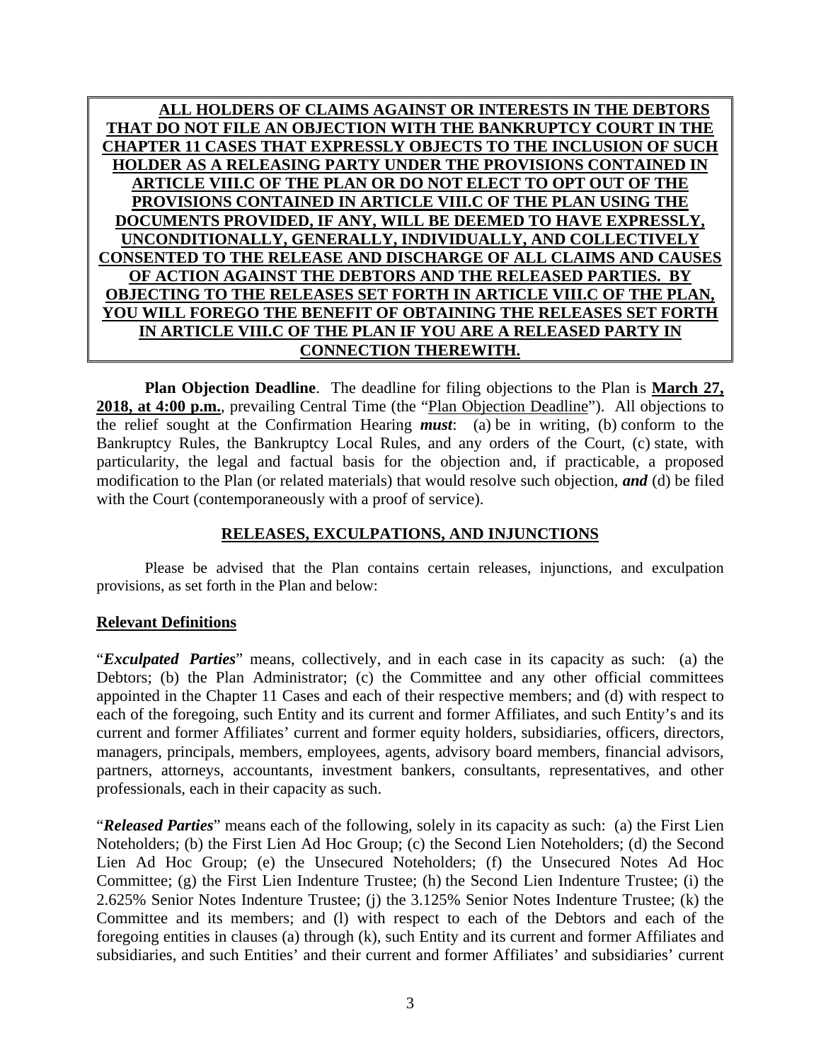**ALL HOLDERS OF CLAIMS AGAINST OR INTERESTS IN THE DEBTORS THAT DO NOT FILE AN OBJECTION WITH THE BANKRUPTCY COURT IN THE CHAPTER 11 CASES THAT EXPRESSLY OBJECTS TO THE INCLUSION OF SUCH HOLDER AS A RELEASING PARTY UNDER THE PROVISIONS CONTAINED IN ARTICLE VIII.C OF THE PLAN OR DO NOT ELECT TO OPT OUT OF THE PROVISIONS CONTAINED IN ARTICLE VIII.C OF THE PLAN USING THE DOCUMENTS PROVIDED, IF ANY, WILL BE DEEMED TO HAVE EXPRESSLY, UNCONDITIONALLY, GENERALLY, INDIVIDUALLY, AND COLLECTIVELY CONSENTED TO THE RELEASE AND DISCHARGE OF ALL CLAIMS AND CAUSES OF ACTION AGAINST THE DEBTORS AND THE RELEASED PARTIES. BY OBJECTING TO THE RELEASES SET FORTH IN ARTICLE VIII.C OF THE PLAN, YOU WILL FOREGO THE BENEFIT OF OBTAINING THE RELEASES SET FORTH IN ARTICLE VIII.C OF THE PLAN IF YOU ARE A RELEASED PARTY IN CONNECTION THEREWITH.**

**Plan Objection Deadline**. The deadline for filing objections to the Plan is **March 27, 2018, at 4:00 p.m.**, prevailing Central Time (the "Plan Objection Deadline"). All objections to the relief sought at the Confirmation Hearing ***must***: (a) be in writing, (b) conform to the Bankruptcy Rules, the Bankruptcy Local Rules, and any orders of the Court, (c) state, with particularity, the legal and factual basis for the objection and, if practicable, a proposed modification to the Plan (or related materials) that would resolve such objection, ***and*** (d) be filed with the Court (contemporaneously with a proof of service).

## RELEASES, EXCULPATIONS, AND INJUNCTIONS

Please be advised that the Plan contains certain releases, injunctions, and exculpation provisions, as set forth in the Plan and below:

### Relevant Definitions

"***Exculpated Parties***" means, collectively, and in each case in its capacity as such: (a) the Debtors; (b) the Plan Administrator; (c) the Committee and any other official committees appointed in the Chapter 11 Cases and each of their respective members; and (d) with respect to each of the foregoing, such Entity and its current and former Affiliates, and such Entity's and its current and former Affiliates' current and former equity holders, subsidiaries, officers, directors, managers, principals, members, employees, agents, advisory board members, financial advisors, partners, attorneys, accountants, investment bankers, consultants, representatives, and other professionals, each in their capacity as such.

"***Released Parties***" means each of the following, solely in its capacity as such: (a) the First Lien Noteholders; (b) the First Lien Ad Hoc Group; (c) the Second Lien Noteholders; (d) the Second Lien Ad Hoc Group; (e) the Unsecured Noteholders; (f) the Unsecured Notes Ad Hoc Committee; (g) the First Lien Indenture Trustee; (h) the Second Lien Indenture Trustee; (i) the 2.625% Senior Notes Indenture Trustee; (j) the 3.125% Senior Notes Indenture Trustee; (k) the Committee and its members; and (l) with respect to each of the Debtors and each of the foregoing entities in clauses (a) through (k), such Entity and its current and former Affiliates and subsidiaries, and such Entities' and their current and former Affiliates' and subsidiaries' current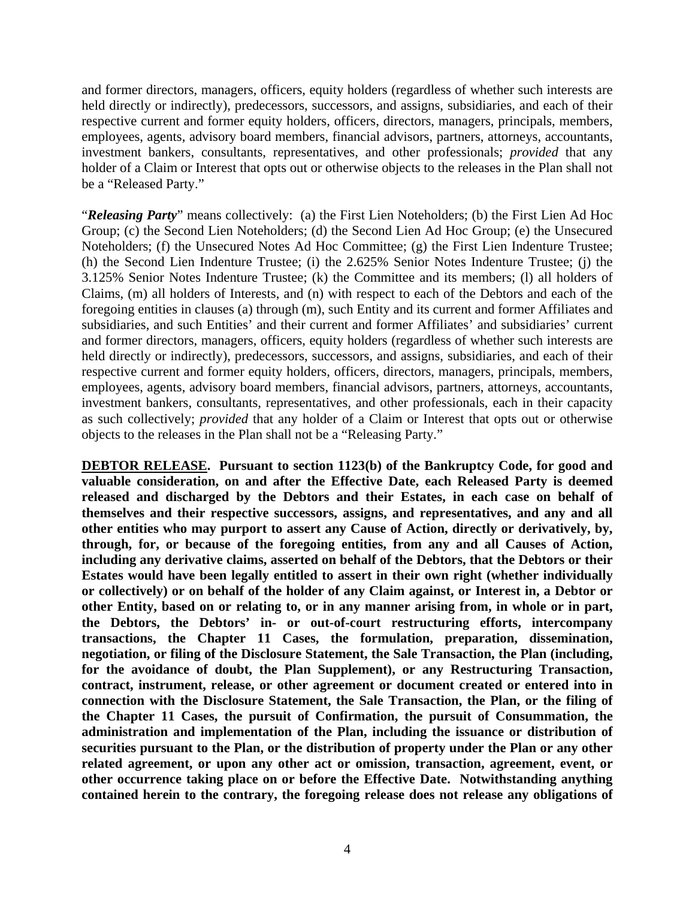and former directors, managers, officers, equity holders (regardless of whether such interests are held directly or indirectly), predecessors, successors, and assigns, subsidiaries, and each of their respective current and former equity holders, officers, directors, managers, principals, members, employees, agents, advisory board members, financial advisors, partners, attorneys, accountants, investment bankers, consultants, representatives, and other professionals; *provided* that any holder of a Claim or Interest that opts out or otherwise objects to the releases in the Plan shall not be a "Released Party."

"***Releasing Party***" means collectively: (a) the First Lien Noteholders; (b) the First Lien Ad Hoc Group; (c) the Second Lien Noteholders; (d) the Second Lien Ad Hoc Group; (e) the Unsecured Noteholders; (f) the Unsecured Notes Ad Hoc Committee; (g) the First Lien Indenture Trustee; (h) the Second Lien Indenture Trustee; (i) the 2.625% Senior Notes Indenture Trustee; (j) the 3.125% Senior Notes Indenture Trustee; (k) the Committee and its members; (l) all holders of Claims, (m) all holders of Interests, and (n) with respect to each of the Debtors and each of the foregoing entities in clauses (a) through (m), such Entity and its current and former Affiliates and subsidiaries, and such Entities' and their current and former Affiliates' and subsidiaries' current and former directors, managers, officers, equity holders (regardless of whether such interests are held directly or indirectly), predecessors, successors, and assigns, subsidiaries, and each of their respective current and former equity holders, officers, directors, managers, principals, members, employees, agents, advisory board members, financial advisors, partners, attorneys, accountants, investment bankers, consultants, representatives, and other professionals, each in their capacity as such collectively; *provided* that any holder of a Claim or Interest that opts out or otherwise objects to the releases in the Plan shall not be a "Releasing Party."

**DEBTOR RELEASE. Pursuant to section 1123(b) of the Bankruptcy Code, for good and valuable consideration, on and after the Effective Date, each Released Party is deemed released and discharged by the Debtors and their Estates, in each case on behalf of themselves and their respective successors, assigns, and representatives, and any and all other entities who may purport to assert any Cause of Action, directly or derivatively, by, through, for, or because of the foregoing entities, from any and all Causes of Action, including any derivative claims, asserted on behalf of the Debtors, that the Debtors or their Estates would have been legally entitled to assert in their own right (whether individually or collectively) or on behalf of the holder of any Claim against, or Interest in, a Debtor or other Entity, based on or relating to, or in any manner arising from, in whole or in part, the Debtors, the Debtors' in- or out-of-court restructuring efforts, intercompany transactions, the Chapter 11 Cases, the formulation, preparation, dissemination, negotiation, or filing of the Disclosure Statement, the Sale Transaction, the Plan (including, for the avoidance of doubt, the Plan Supplement), or any Restructuring Transaction, contract, instrument, release, or other agreement or document created or entered into in connection with the Disclosure Statement, the Sale Transaction, the Plan, or the filing of the Chapter 11 Cases, the pursuit of Confirmation, the pursuit of Consummation, the administration and implementation of the Plan, including the issuance or distribution of securities pursuant to the Plan, or the distribution of property under the Plan or any other related agreement, or upon any other act or omission, transaction, agreement, event, or other occurrence taking place on or before the Effective Date. Notwithstanding anything contained herein to the contrary, the foregoing release does not release any obligations of**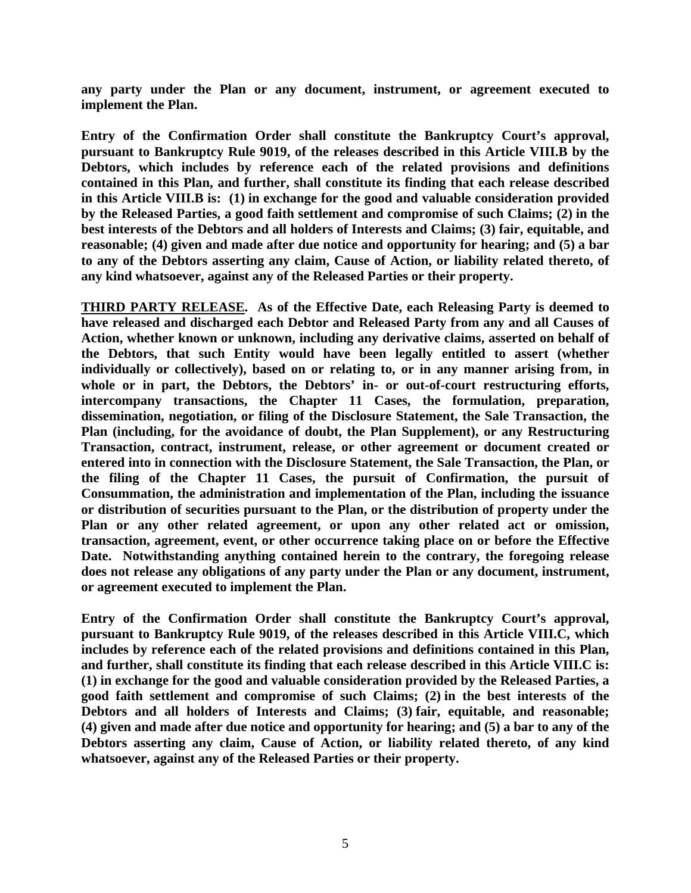**any party under the Plan or any document, instrument, or agreement executed to implement the Plan.**

**Entry of the Confirmation Order shall constitute the Bankruptcy Court's approval, pursuant to Bankruptcy Rule 9019, of the releases described in this Article VIII.B by the Debtors, which includes by reference each of the related provisions and definitions contained in this Plan, and further, shall constitute its finding that each release described in this Article VIII.B is: (1) in exchange for the good and valuable consideration provided by the Released Parties, a good faith settlement and compromise of such Claims; (2) in the best interests of the Debtors and all holders of Interests and Claims; (3) fair, equitable, and reasonable; (4) given and made after due notice and opportunity for hearing; and (5) a bar to any of the Debtors asserting any claim, Cause of Action, or liability related thereto, of any kind whatsoever, against any of the Released Parties or their property.**

**<u>THIRD PARTY RELEASE</u>. As of the Effective Date, each Releasing Party is deemed to have released and discharged each Debtor and Released Party from any and all Causes of Action, whether known or unknown, including any derivative claims, asserted on behalf of the Debtors, that such Entity would have been legally entitled to assert (whether individually or collectively), based on or relating to, or in any manner arising from, in whole or in part, the Debtors, the Debtors' in- or out-of-court restructuring efforts, intercompany transactions, the Chapter 11 Cases, the formulation, preparation, dissemination, negotiation, or filing of the Disclosure Statement, the Sale Transaction, the Plan (including, for the avoidance of doubt, the Plan Supplement), or any Restructuring Transaction, contract, instrument, release, or other agreement or document created or entered into in connection with the Disclosure Statement, the Sale Transaction, the Plan, or the filing of the Chapter 11 Cases, the pursuit of Confirmation, the pursuit of Consummation, the administration and implementation of the Plan, including the issuance or distribution of securities pursuant to the Plan, or the distribution of property under the Plan or any other related agreement, or upon any other related act or omission, transaction, agreement, event, or other occurrence taking place on or before the Effective Date. Notwithstanding anything contained herein to the contrary, the foregoing release does not release any obligations of any party under the Plan or any document, instrument, or agreement executed to implement the Plan.**

**Entry of the Confirmation Order shall constitute the Bankruptcy Court's approval, pursuant to Bankruptcy Rule 9019, of the releases described in this Article VIII.C, which includes by reference each of the related provisions and definitions contained in this Plan, and further, shall constitute its finding that each release described in this Article VIII.C is: (1) in exchange for the good and valuable consideration provided by the Released Parties, a good faith settlement and compromise of such Claims; (2) in the best interests of the Debtors and all holders of Interests and Claims; (3) fair, equitable, and reasonable; (4) given and made after due notice and opportunity for hearing; and (5) a bar to any of the Debtors asserting any claim, Cause of Action, or liability related thereto, of any kind whatsoever, against any of the Released Parties or their property.**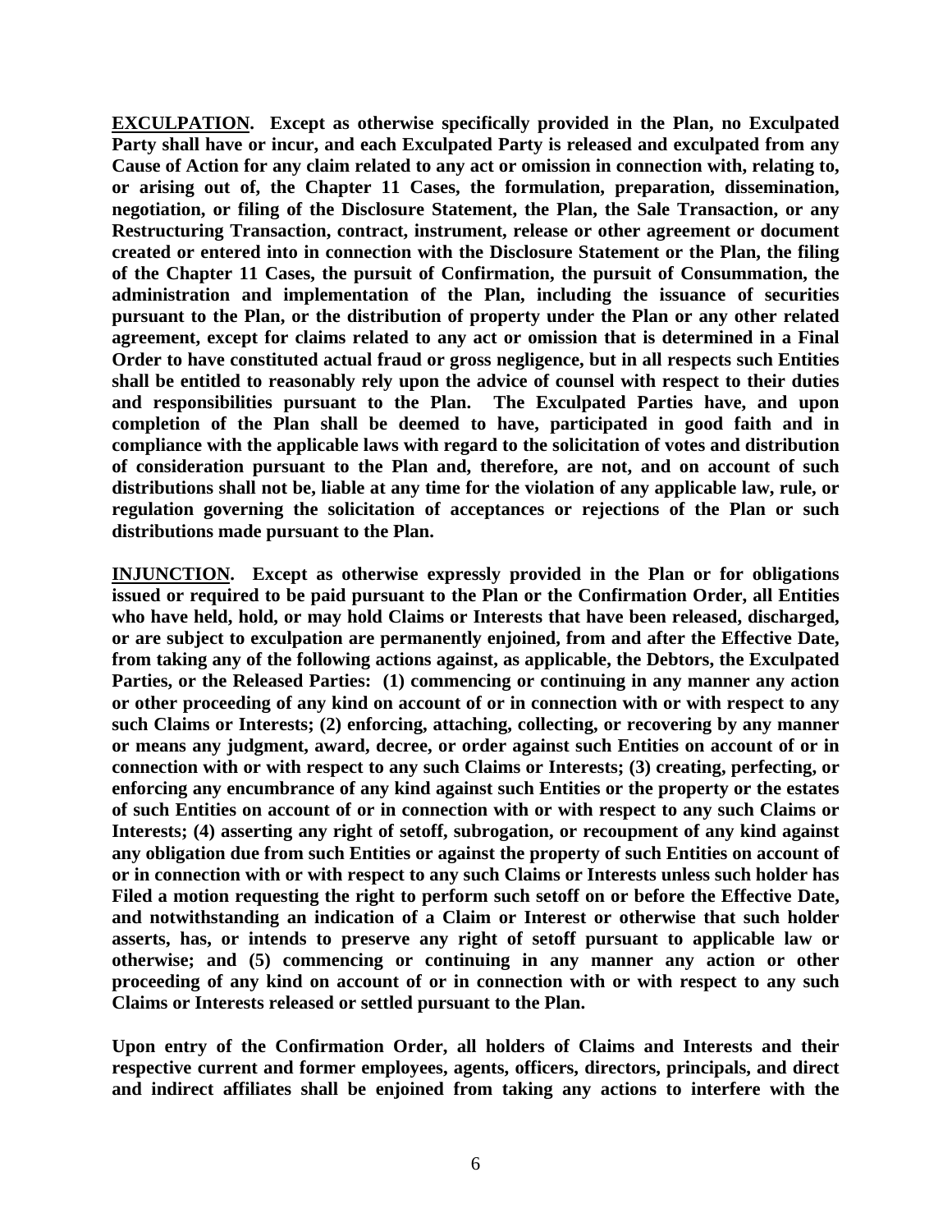**EXCULPATION. Except as otherwise specifically provided in the Plan, no Exculpated Party shall have or incur, and each Exculpated Party is released and exculpated from any Cause of Action for any claim related to any act or omission in connection with, relating to, or arising out of, the Chapter 11 Cases, the formulation, preparation, dissemination, negotiation, or filing of the Disclosure Statement, the Plan, the Sale Transaction, or any Restructuring Transaction, contract, instrument, release or other agreement or document created or entered into in connection with the Disclosure Statement or the Plan, the filing of the Chapter 11 Cases, the pursuit of Confirmation, the pursuit of Consummation, the administration and implementation of the Plan, including the issuance of securities pursuant to the Plan, or the distribution of property under the Plan or any other related agreement, except for claims related to any act or omission that is determined in a Final Order to have constituted actual fraud or gross negligence, but in all respects such Entities shall be entitled to reasonably rely upon the advice of counsel with respect to their duties and responsibilities pursuant to the Plan. The Exculpated Parties have, and upon completion of the Plan shall be deemed to have, participated in good faith and in compliance with the applicable laws with regard to the solicitation of votes and distribution of consideration pursuant to the Plan and, therefore, are not, and on account of such distributions shall not be, liable at any time for the violation of any applicable law, rule, or regulation governing the solicitation of acceptances or rejections of the Plan or such distributions made pursuant to the Plan.**

**INJUNCTION. Except as otherwise expressly provided in the Plan or for obligations issued or required to be paid pursuant to the Plan or the Confirmation Order, all Entities who have held, hold, or may hold Claims or Interests that have been released, discharged, or are subject to exculpation are permanently enjoined, from and after the Effective Date, from taking any of the following actions against, as applicable, the Debtors, the Exculpated Parties, or the Released Parties: (1) commencing or continuing in any manner any action or other proceeding of any kind on account of or in connection with or with respect to any such Claims or Interests; (2) enforcing, attaching, collecting, or recovering by any manner or means any judgment, award, decree, or order against such Entities on account of or in connection with or with respect to any such Claims or Interests; (3) creating, perfecting, or enforcing any encumbrance of any kind against such Entities or the property or the estates of such Entities on account of or in connection with or with respect to any such Claims or Interests; (4) asserting any right of setoff, subrogation, or recoupment of any kind against any obligation due from such Entities or against the property of such Entities on account of or in connection with or with respect to any such Claims or Interests unless such holder has Filed a motion requesting the right to perform such setoff on or before the Effective Date, and notwithstanding an indication of a Claim or Interest or otherwise that such holder asserts, has, or intends to preserve any right of setoff pursuant to applicable law or otherwise; and (5) commencing or continuing in any manner any action or other proceeding of any kind on account of or in connection with or with respect to any such Claims or Interests released or settled pursuant to the Plan.**

**Upon entry of the Confirmation Order, all holders of Claims and Interests and their respective current and former employees, agents, officers, directors, principals, and direct and indirect affiliates shall be enjoined from taking any actions to interfere with the**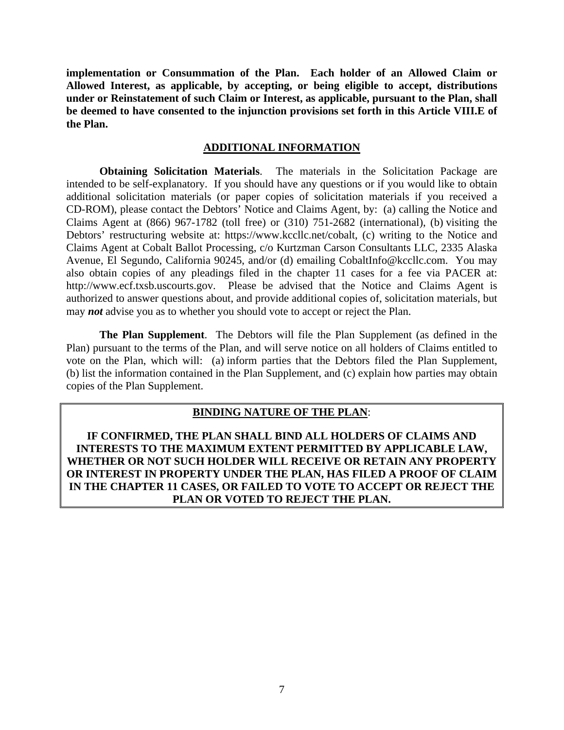**implementation or Consummation of the Plan. Each holder of an Allowed Claim or Allowed Interest, as applicable, by accepting, or being eligible to accept, distributions under or Reinstatement of such Claim or Interest, as applicable, pursuant to the Plan, shall be deemed to have consented to the injunction provisions set forth in this Article VIII.E of the Plan.**

## ADDITIONAL INFORMATION

**Obtaining Solicitation Materials**. The materials in the Solicitation Package are intended to be self-explanatory. If you should have any questions or if you would like to obtain additional solicitation materials (or paper copies of solicitation materials if you received a CD-ROM), please contact the Debtors' Notice and Claims Agent, by: (a) calling the Notice and Claims Agent at (866) 967-1782 (toll free) or (310) 751-2682 (international), (b) visiting the Debtors' restructuring website at: https://www.kccllc.net/cobalt, (c) writing to the Notice and Claims Agent at Cobalt Ballot Processing, c/o Kurtzman Carson Consultants LLC, 2335 Alaska Avenue, El Segundo, California 90245, and/or (d) emailing CobaltInfo@kccllc.com. You may also obtain copies of any pleadings filed in the chapter 11 cases for a fee via PACER at: http://www.ecf.txsb.uscourts.gov. Please be advised that the Notice and Claims Agent is authorized to answer questions about, and provide additional copies of, solicitation materials, but may ***not*** advise you as to whether you should vote to accept or reject the Plan.

**The Plan Supplement**. The Debtors will file the Plan Supplement (as defined in the Plan) pursuant to the terms of the Plan, and will serve notice on all holders of Claims entitled to vote on the Plan, which will: (a) inform parties that the Debtors filed the Plan Supplement, (b) list the information contained in the Plan Supplement, and (c) explain how parties may obtain copies of the Plan Supplement.

**BINDING NATURE OF THE PLAN**:

**IF CONFIRMED, THE PLAN SHALL BIND ALL HOLDERS OF CLAIMS AND INTERESTS TO THE MAXIMUM EXTENT PERMITTED BY APPLICABLE LAW, WHETHER OR NOT SUCH HOLDER WILL RECEIVE OR RETAIN ANY PROPERTY OR INTEREST IN PROPERTY UNDER THE PLAN, HAS FILED A PROOF OF CLAIM IN THE CHAPTER 11 CASES, OR FAILED TO VOTE TO ACCEPT OR REJECT THE PLAN OR VOTED TO REJECT THE PLAN.**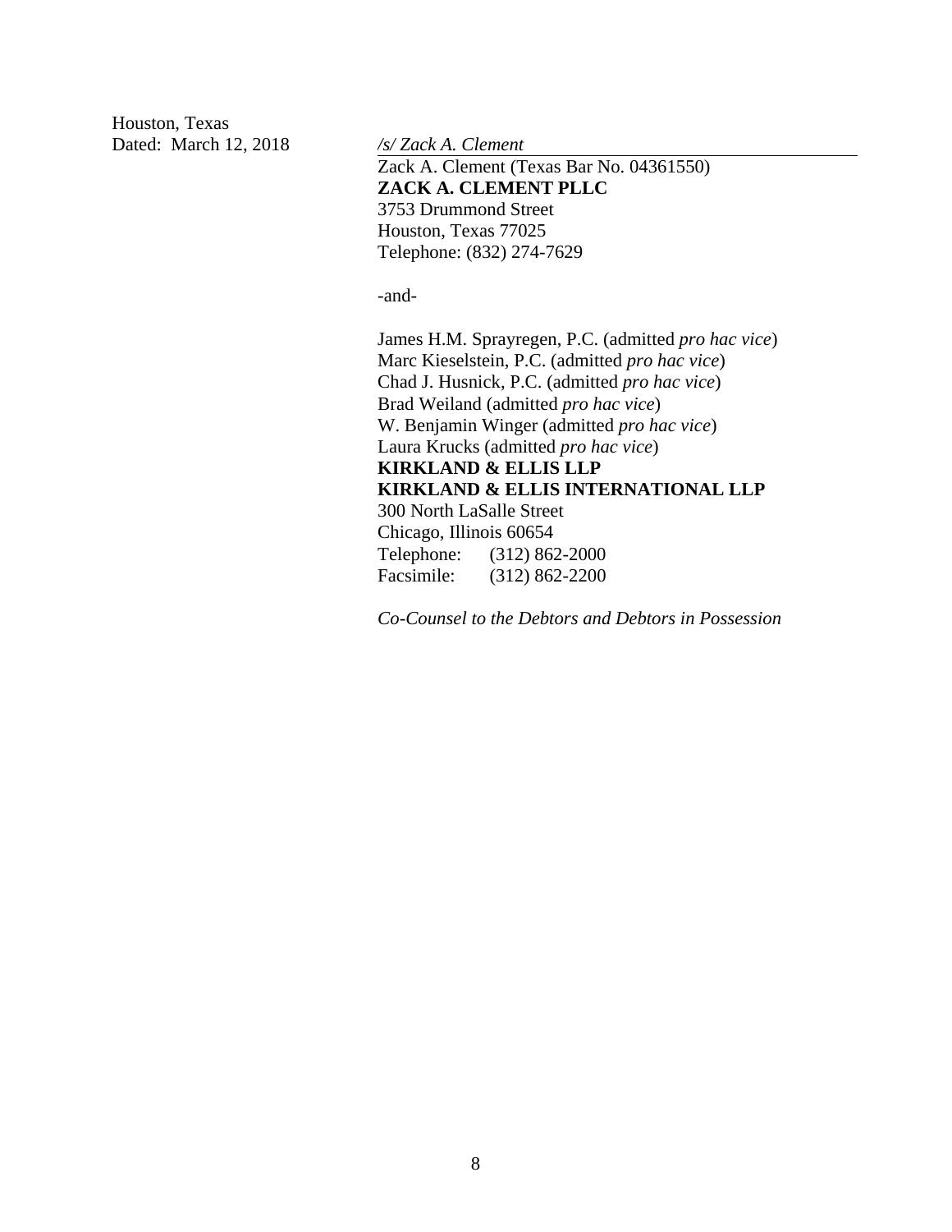Houston, Texas
Dated: March 12, 2018

*/s/ Zack A. Clement*
Zack A. Clement (Texas Bar No. 04361550)
**ZACK A. CLEMENT PLLC**
3753 Drummond Street
Houston, Texas 77025
Telephone: (832) 274-7629

-and-

James H.M. Sprayregen, P.C. (admitted *pro hac vice*)
Marc Kieselstein, P.C. (admitted *pro hac vice*)
Chad J. Husnick, P.C. (admitted *pro hac vice*)
Brad Weiland (admitted *pro hac vice*)
W. Benjamin Winger (admitted *pro hac vice*)
Laura Krucks (admitted *pro hac vice*)
**KIRKLAND & ELLIS LLP**
**KIRKLAND & ELLIS INTERNATIONAL LLP**
300 North LaSalle Street
Chicago, Illinois 60654
Telephone: (312) 862-2000
Facsimile: (312) 862-2200

*Co-Counsel to the Debtors and Debtors in Possession*